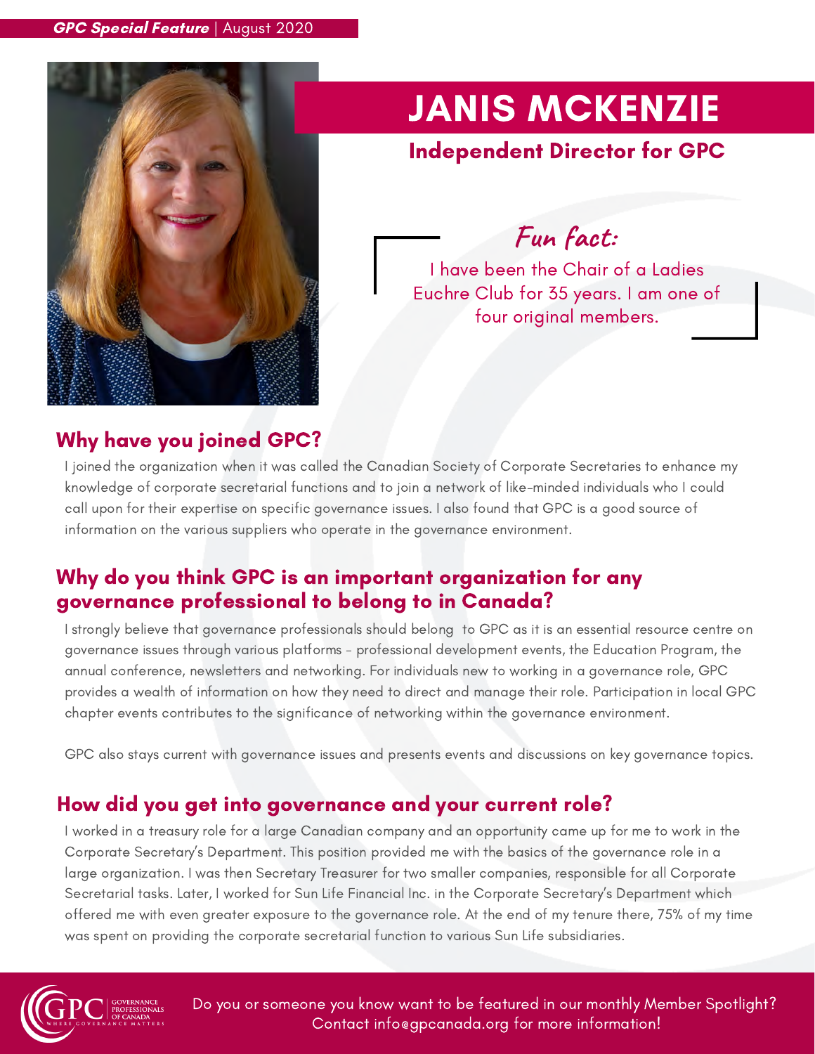**GPC Special Feature** | August 2020

# JANIS MCKENZIE

## Independent Director for GPC

*Fun fact:*

I have been the Chair of a Ladies Euchre Club for 35 years. I am one of four original members.

## Why have you joined GPC?

I joined the organization when it was called the Canadian Society of Corporate Secretaries to enhance my knowledge of corporate secretarial functions and to join a network of like-minded individuals who I could call upon for their expertise on specific governance issues. I also found that GPC is a good source of information on the various suppliers who operate in the governance environment.

## Why do you think GPC is an important organization for any governance professional to belong to in Canada?

I strongly believe that governance professionals should belong to GPC as it is an essential resource centre on governance issues through various platforms - professional development events, the Education Program, the annual conference, newsletters and networking. For individuals new to working in a governance role, GPC provides a wealth of information on how they need to direct and manage their role. Participation in local GPC chapter events contributes to the significance of networking within the governance environment.

GPC also stays current with governance issues and presents events and discussions on key governance topics.

## How did you get into governance and your current role?

I worked in a treasury role for a large Canadian company and an opportunity came up for me to work in the Corporate Secretary's Department. This position provided me with the basics of the governance role in a large organization. I was then Secretary Treasurer for two smaller companies, responsible for all Corporate Secretarial tasks. Later, I worked for Sun Life Financial Inc. in the Corporate Secretary's Department which offered me with even greater exposure to the governance role. At the end of my tenure there, 75% of my time was spent on providing the corporate secretarial function to various Sun Life subsidiaries.

Do you or someone you know want to be featured in our monthly Member Spotlight? Contact info@gpcanada.org for more information!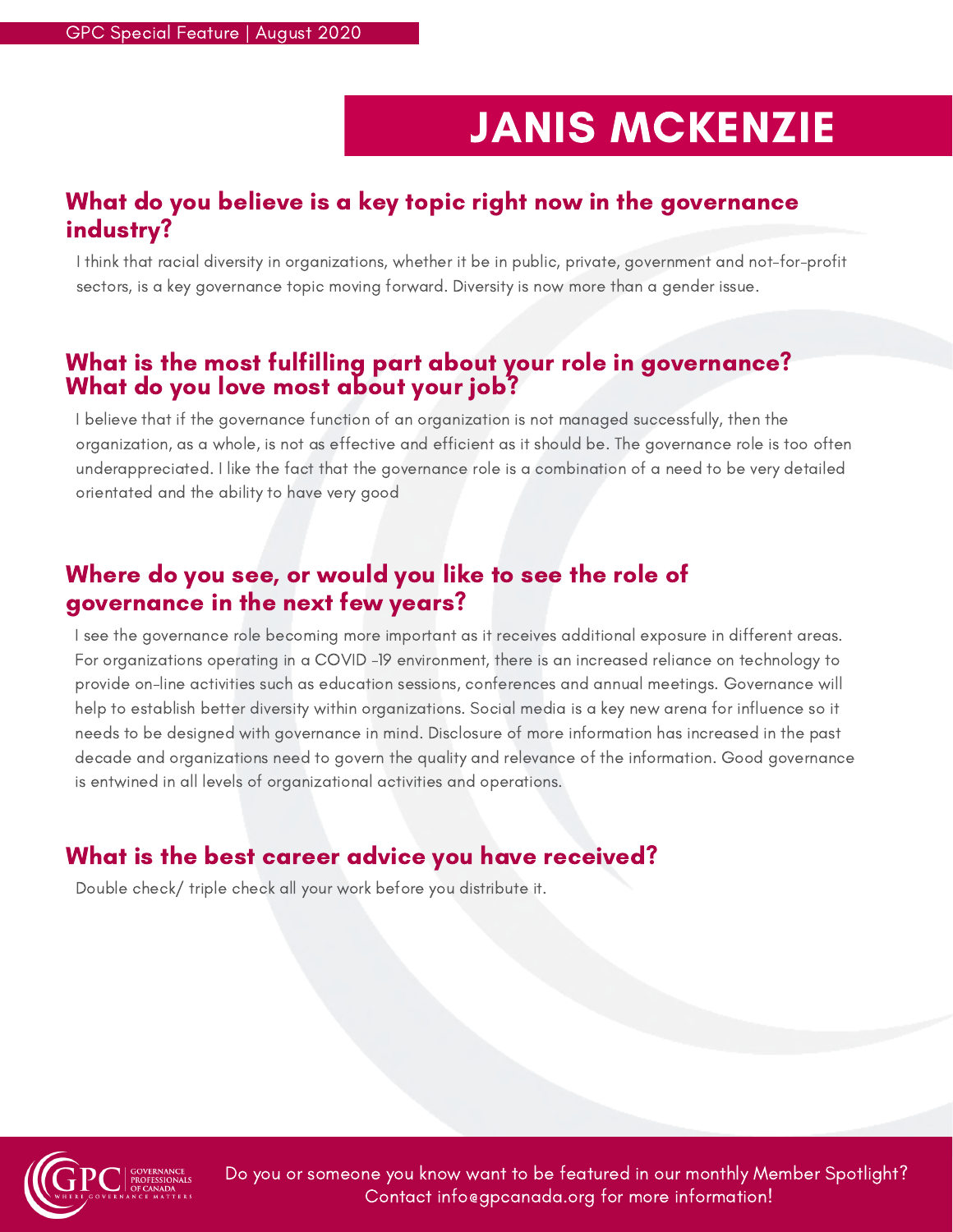# JANIS MCKENZIE

## What do you believe is a key topic right now in the governance industry?

I think that racial diversity in organizations, whether it be in public, private, government and not-for-profit sectors, is a key governance topic moving forward. Diversity is now more than a gender issue.

## What is the most fulfilling part about your role in governance? What do you love most about your job?

I believe that if the governance function of an organization is not managed successfully, then the organization, as a whole, is not as effective and efficient as it should be. The governance role is too often underappreciated. I like the fact that the governance role is a combination of a need to be very detailed orientated and the ability to have very good

## Where do you see, or would you like to see the role of governance in the next few years?

I see the governance role becoming more important as it receives additional exposure in different areas. For organizations operating in a COVID -19 environment, there is an increased reliance on technology to provide on-line activities such as education sessions, conferences and annual meetings. Governance will help to establish better diversity within organizations. Social media is a key new arena for influence so it needs to be designed with governance in mind. Disclosure of more information has increased in the past decade and organizations need to govern the quality and relevance of the information. Good governance is entwined in all levels of organizational activities and operations.

## What is the best career advice you have received?

Double check/ triple check all your work before you distribute it.

Do you or someone you know want to be featured in our monthly Member Spotlight? Contact info@gpcanada.org for more information!